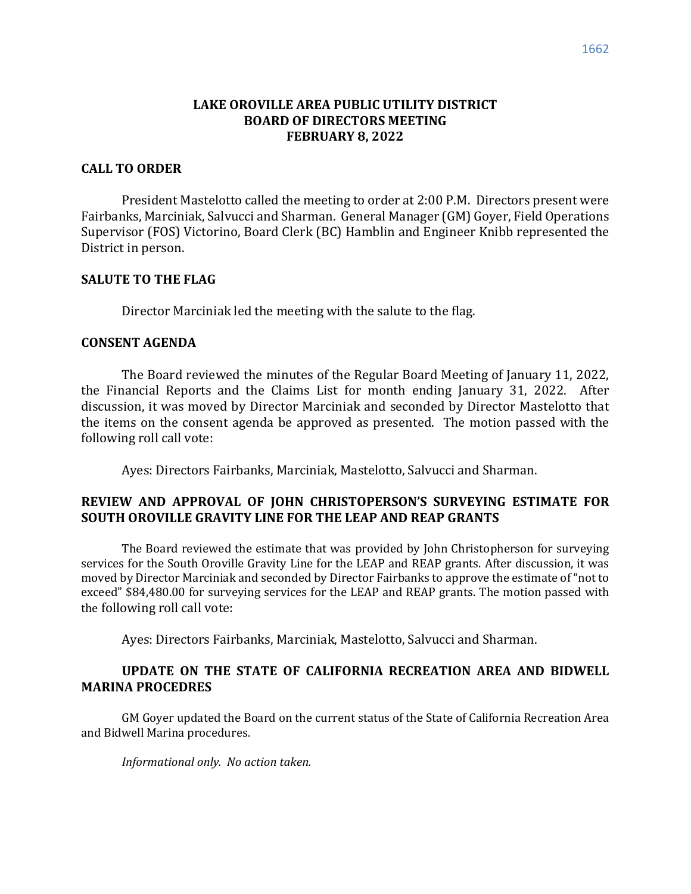# LAKE OROVILLE AREA PUBLIC UTILITY DISTRICT
# BOARD OF DIRECTORS MEETING
# FEBRUARY 8, 2022

## CALL TO ORDER

President Mastelotto called the meeting to order at 2:00 P.M. Directors present were Fairbanks, Marciniak, Salvucci and Sharman. General Manager (GM) Goyer, Field Operations Supervisor (FOS) Victorino, Board Clerk (BC) Hamblin and Engineer Knibb represented the District in person.

## SALUTE TO THE FLAG

Director Marciniak led the meeting with the salute to the flag.

## CONSENT AGENDA

The Board reviewed the minutes of the Regular Board Meeting of January 11, 2022, the Financial Reports and the Claims List for month ending January 31, 2022. After discussion, it was moved by Director Marciniak and seconded by Director Mastelotto that the items on the consent agenda be approved as presented. The motion passed with the following roll call vote:

Ayes: Directors Fairbanks, Marciniak, Mastelotto, Salvucci and Sharman.

## REVIEW AND APPROVAL OF JOHN CHRISTOPERSON'S SURVEYING ESTIMATE FOR SOUTH OROVILLE GRAVITY LINE FOR THE LEAP AND REAP GRANTS

The Board reviewed the estimate that was provided by John Christopherson for surveying services for the South Oroville Gravity Line for the LEAP and REAP grants. After discussion, it was moved by Director Marciniak and seconded by Director Fairbanks to approve the estimate of "not to exceed" $84,480.00 for surveying services for the LEAP and REAP grants. The motion passed with the following roll call vote:

Ayes: Directors Fairbanks, Marciniak, Mastelotto, Salvucci and Sharman.

## UPDATE ON THE STATE OF CALIFORNIA RECREATION AREA AND BIDWELL MARINA PROCEDRES

GM Goyer updated the Board on the current status of the State of California Recreation Area and Bidwell Marina procedures.

*Informational only. No action taken.*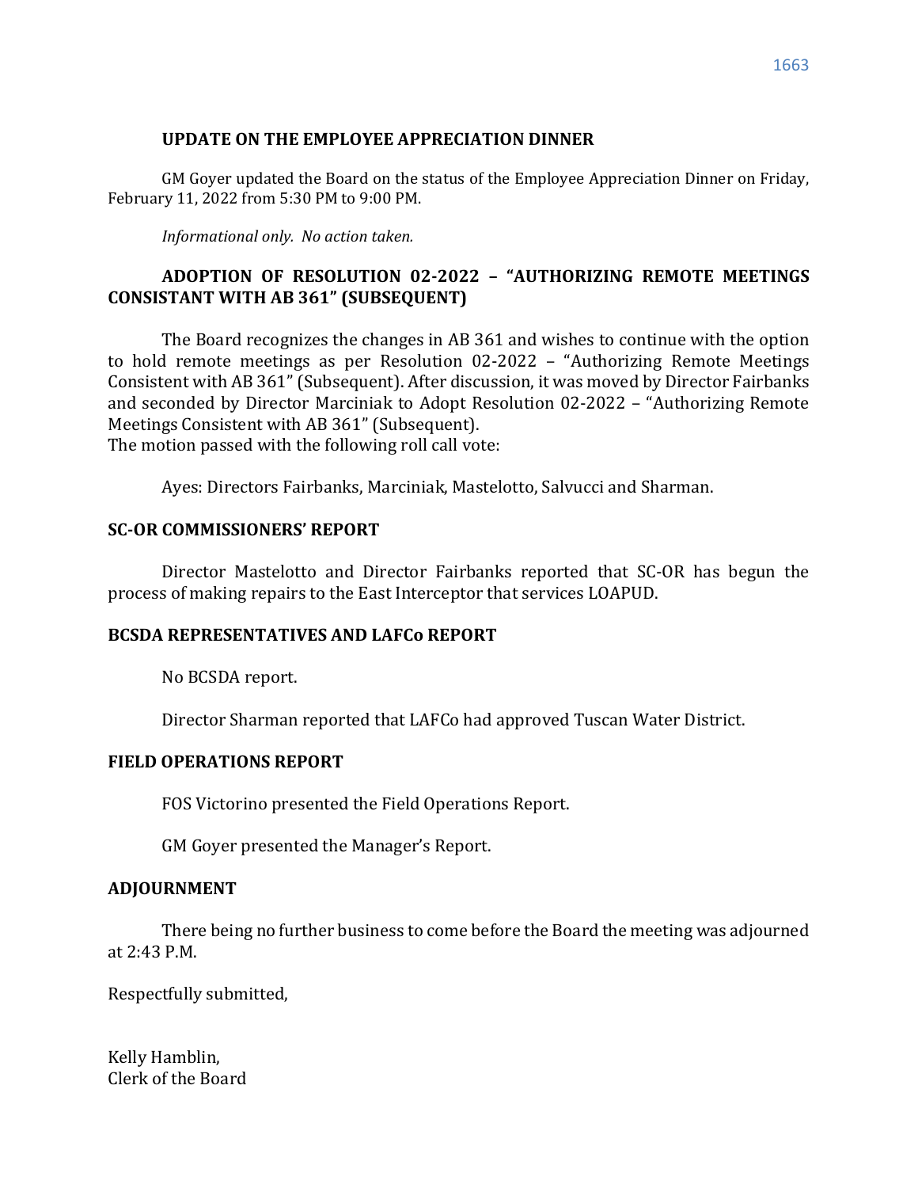## UPDATE ON THE EMPLOYEE APPRECIATION DINNER

GM Goyer updated the Board on the status of the Employee Appreciation Dinner on Friday, February 11, 2022 from 5:30 PM to 9:00 PM.

*Informational only. No action taken.*

## ADOPTION OF RESOLUTION 02-2022 – "AUTHORIZING REMOTE MEETINGS CONSISTANT WITH AB 361" (SUBSEQUENT)

The Board recognizes the changes in AB 361 and wishes to continue with the option to hold remote meetings as per Resolution 02-2022 – "Authorizing Remote Meetings Consistent with AB 361" (Subsequent). After discussion, it was moved by Director Fairbanks and seconded by Director Marciniak to Adopt Resolution 02-2022 – "Authorizing Remote Meetings Consistent with AB 361" (Subsequent).
The motion passed with the following roll call vote:

Ayes: Directors Fairbanks, Marciniak, Mastelotto, Salvucci and Sharman.

## SC-OR COMMISSIONERS' REPORT

Director Mastelotto and Director Fairbanks reported that SC-OR has begun the process of making repairs to the East Interceptor that services LOAPUD.

## BCSDA REPRESENTATIVES AND LAFCo REPORT

No BCSDA report.

Director Sharman reported that LAFCo had approved Tuscan Water District.

## FIELD OPERATIONS REPORT

FOS Victorino presented the Field Operations Report.

GM Goyer presented the Manager's Report.

## ADJOURNMENT

There being no further business to come before the Board the meeting was adjourned at 2:43 P.M.

Respectfully submitted,

Kelly Hamblin,
Clerk of the Board